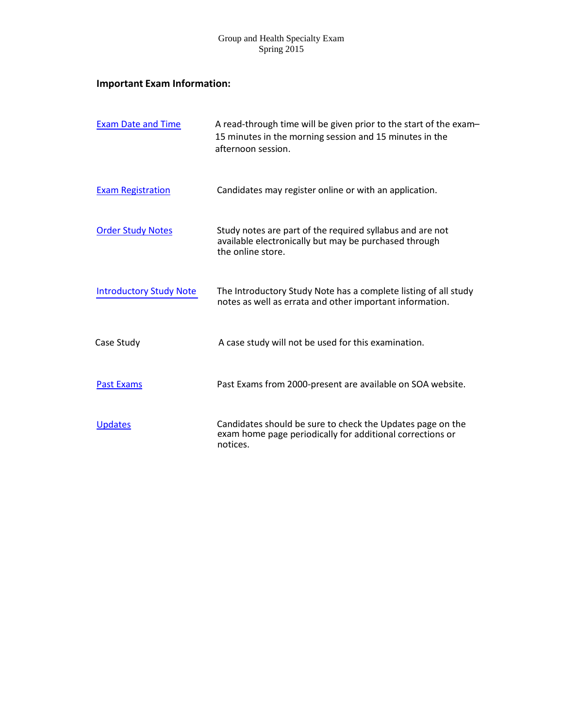Group and Health Specialty Exam
Spring 2015

**Important Exam Information:**

| | |
|---|---|
| Exam Date and Time | A read-through time will be given prior to the start of the exam– 15 minutes in the morning session and 15 minutes in the afternoon session. |
| Exam Registration | Candidates may register online or with an application. |
| Order Study Notes | Study notes are part of the required syllabus and are not available electronically but may be purchased through the online store. |
| Introductory Study Note | The Introductory Study Note has a complete listing of all study notes as well as errata and other important information. |
| Case Study | A case study will not be used for this examination. |
| Past Exams | Past Exams from 2000-present are available on SOA website. |
| Updates | Candidates should be sure to check the Updates page on the exam home page periodically for additional corrections or notices. |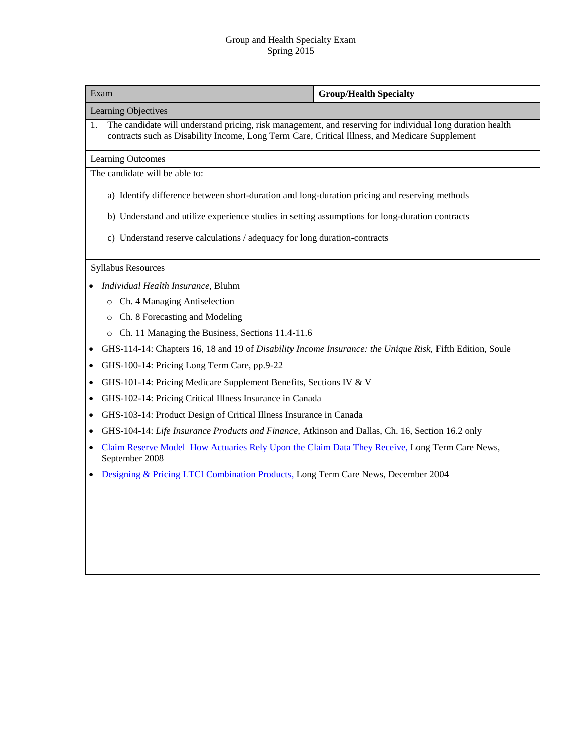Group and Health Specialty Exam
Spring 2015

| Exam | **Group/Health Specialty** |
|---|---|

**Learning Objectives**

1. The candidate will understand pricing, risk management, and reserving for individual long duration health contracts such as Disability Income, Long Term Care, Critical Illness, and Medicare Supplement

**Learning Outcomes**

The candidate will be able to:

a) Identify difference between short-duration and long-duration pricing and reserving methods

b) Understand and utilize experience studies in setting assumptions for long-duration contracts

c) Understand reserve calculations / adequacy for long duration-contracts

**Syllabus Resources**

- *Individual Health Insurance,* Bluhm
  - Ch. 4 Managing Antiselection
  - Ch. 8 Forecasting and Modeling
  - Ch. 11 Managing the Business, Sections 11.4-11.6
- GHS-114-14: Chapters 16, 18 and 19 of *Disability Income Insurance: the Unique Risk,* Fifth Edition, Soule
- GHS-100-14: Pricing Long Term Care, pp.9-22
- GHS-101-14: Pricing Medicare Supplement Benefits, Sections IV & V
- GHS-102-14: Pricing Critical Illness Insurance in Canada
- GHS-103-14: Product Design of Critical Illness Insurance in Canada
- GHS-104-14: *Life Insurance Products and Finance,* Atkinson and Dallas, Ch. 16, Section 16.2 only
- Claim Reserve Model–How Actuaries Rely Upon the Claim Data They Receive, Long Term Care News, September 2008
- Designing & Pricing LTCI Combination Products, Long Term Care News, December 2004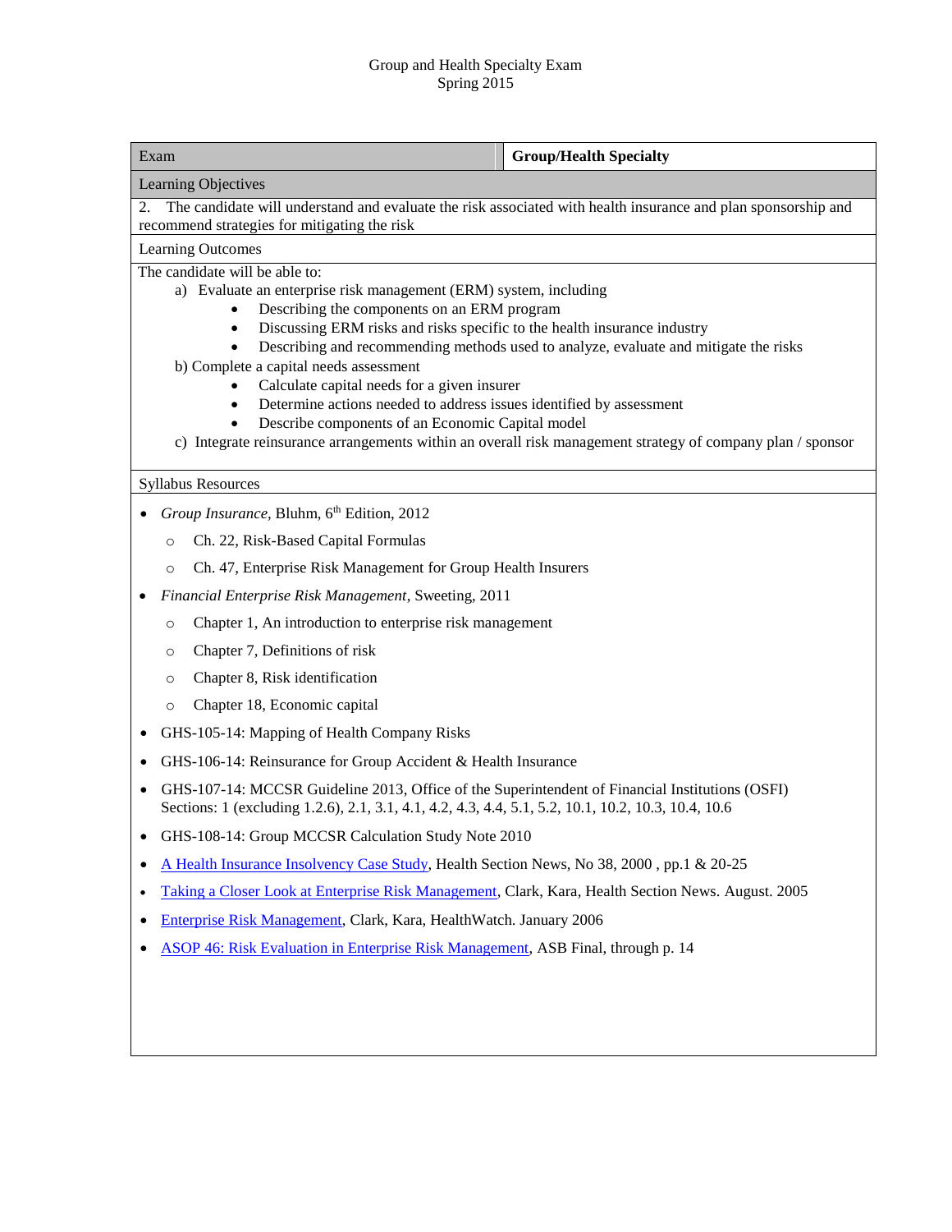Group and Health Specialty Exam
Spring 2015

| Exam | **Group/Health Specialty** |
|---|---|
| Learning Objectives | |
| 2. The candidate will understand and evaluate the risk associated with health insurance and plan sponsorship and recommend strategies for mitigating the risk | |
| Learning Outcomes | |

The candidate will be able to:

a) Evaluate an enterprise risk management (ERM) system, including
   - Describing the components on an ERM program
   - Discussing ERM risks and risks specific to the health insurance industry
   - Describing and recommending methods used to analyze, evaluate and mitigate the risks

b) Complete a capital needs assessment
   - Calculate capital needs for a given insurer
   - Determine actions needed to address issues identified by assessment
   - Describe components of an Economic Capital model

c) Integrate reinsurance arrangements within an overall risk management strategy of company plan / sponsor

Syllabus Resources

- *Group Insurance*, Bluhm, 6th Edition, 2012
  - Ch. 22, Risk-Based Capital Formulas
  - Ch. 47, Enterprise Risk Management for Group Health Insurers
- *Financial Enterprise Risk Management*, Sweeting, 2011
  - Chapter 1, An introduction to enterprise risk management
  - Chapter 7, Definitions of risk
  - Chapter 8, Risk identification
  - Chapter 18, Economic capital
- GHS-105-14: Mapping of Health Company Risks
- GHS-106-14: Reinsurance for Group Accident & Health Insurance
- GHS-107-14: MCCSR Guideline 2013, Office of the Superintendent of Financial Institutions (OSFI) Sections: 1 (excluding 1.2.6), 2.1, 3.1, 4.1, 4.2, 4.3, 4.4, 5.1, 5.2, 10.1, 10.2, 10.3, 10.4, 10.6
- GHS-108-14: Group MCCSR Calculation Study Note 2010
- A Health Insurance Insolvency Case Study, Health Section News, No 38, 2000 , pp.1 & 20-25
- Taking a Closer Look at Enterprise Risk Management, Clark, Kara, Health Section News. August. 2005
- Enterprise Risk Management, Clark, Kara, HealthWatch. January 2006
- ASOP 46: Risk Evaluation in Enterprise Risk Management, ASB Final, through p. 14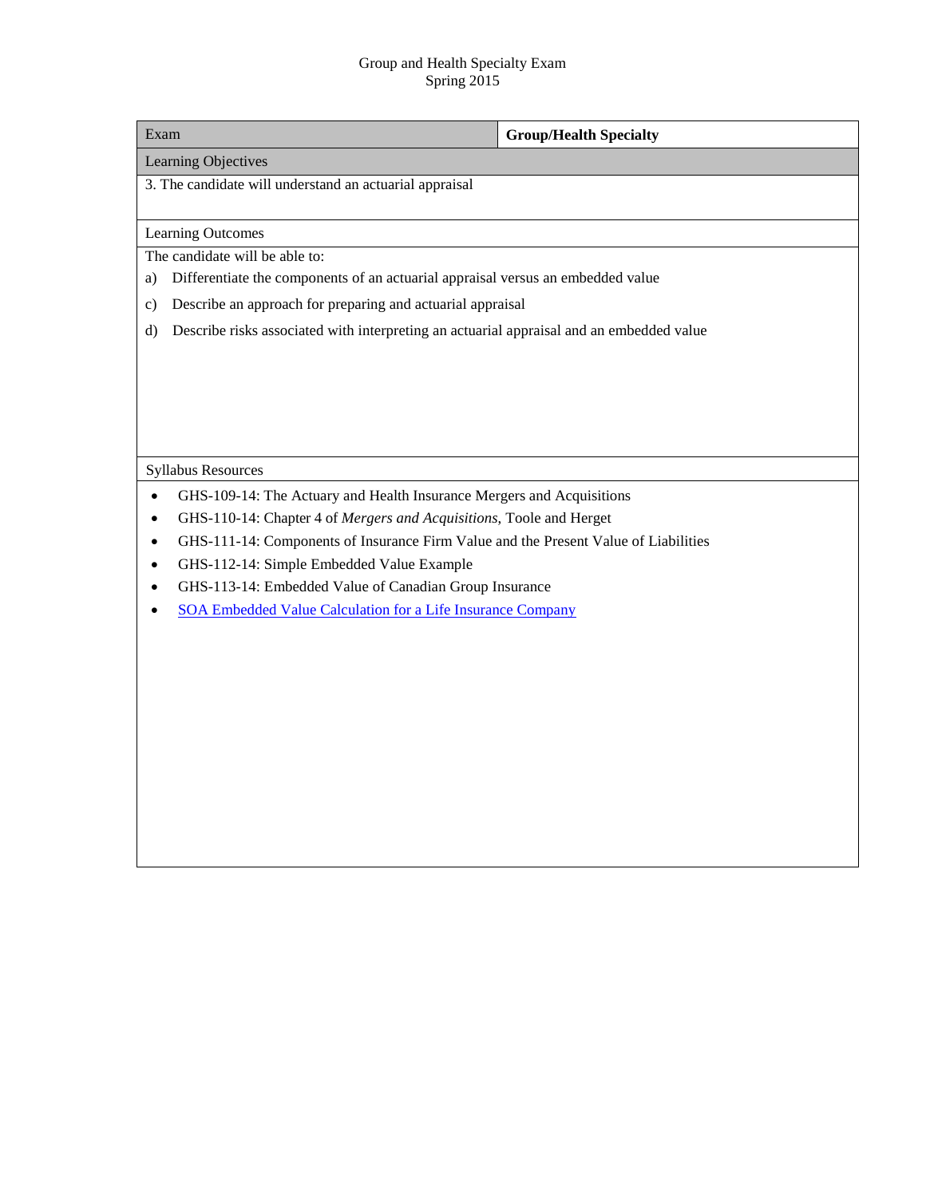Group and Health Specialty Exam
Spring 2015

| Exam | **Group/Health Specialty** |
|---|---|
| Learning Objectives | |
| 3. The candidate will understand an actuarial appraisal | |
| Learning Outcomes | |
| The candidate will be able to:<br>a) Differentiate the components of an actuarial appraisal versus an embedded value<br>c) Describe an approach for preparing and actuarial appraisal<br>d) Describe risks associated with interpreting an actuarial appraisal and an embedded value | |
| Syllabus Resources | |
| • GHS-109-14: The Actuary and Health Insurance Mergers and Acquisitions<br>• GHS-110-14: Chapter 4 of *Mergers and Acquisitions*, Toole and Herget<br>• GHS-111-14: Components of Insurance Firm Value and the Present Value of Liabilities<br>• GHS-112-14: Simple Embedded Value Example<br>• GHS-113-14: Embedded Value of Canadian Group Insurance<br>• SOA Embedded Value Calculation for a Life Insurance Company | |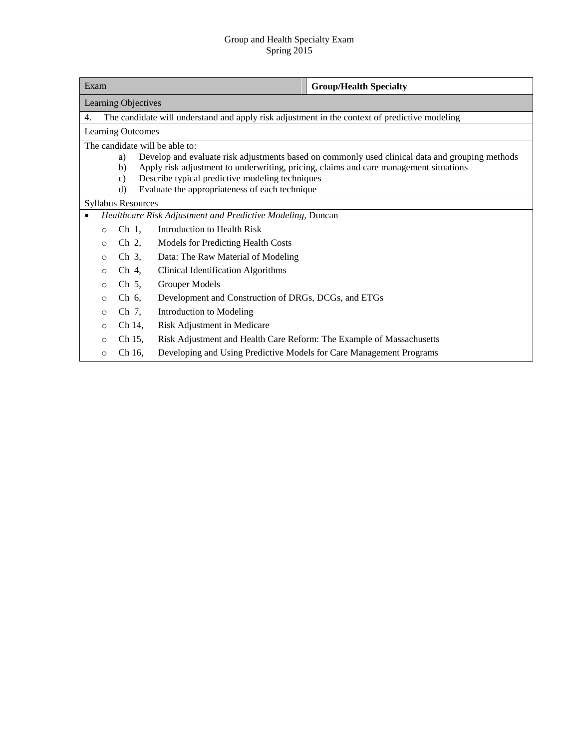Group and Health Specialty Exam
Spring 2015

| Exam | **Group/Health Specialty** |
|---|---|
| Learning Objectives | |
| 4. The candidate will understand and apply risk adjustment in the context of predictive modeling | |
| Learning Outcomes | |
| The candidate will be able to:<br>a) Develop and evaluate risk adjustments based on commonly used clinical data and grouping methods<br>b) Apply risk adjustment to underwriting, pricing, claims and care management situations<br>c) Describe typical predictive modeling techniques<br>d) Evaluate the appropriateness of each technique | |
| Syllabus Resources | |
| • *Healthcare Risk Adjustment and Predictive Modeling,* Duncan<br>○ Ch 1, Introduction to Health Risk<br>○ Ch 2, Models for Predicting Health Costs<br>○ Ch 3, Data: The Raw Material of Modeling<br>○ Ch 4, Clinical Identification Algorithms<br>○ Ch 5, Grouper Models<br>○ Ch 6, Development and Construction of DRGs, DCGs, and ETGs<br>○ Ch 7, Introduction to Modeling<br>○ Ch 14, Risk Adjustment in Medicare<br>○ Ch 15, Risk Adjustment and Health Care Reform: The Example of Massachusetts<br>○ Ch 16, Developing and Using Predictive Models for Care Management Programs | |